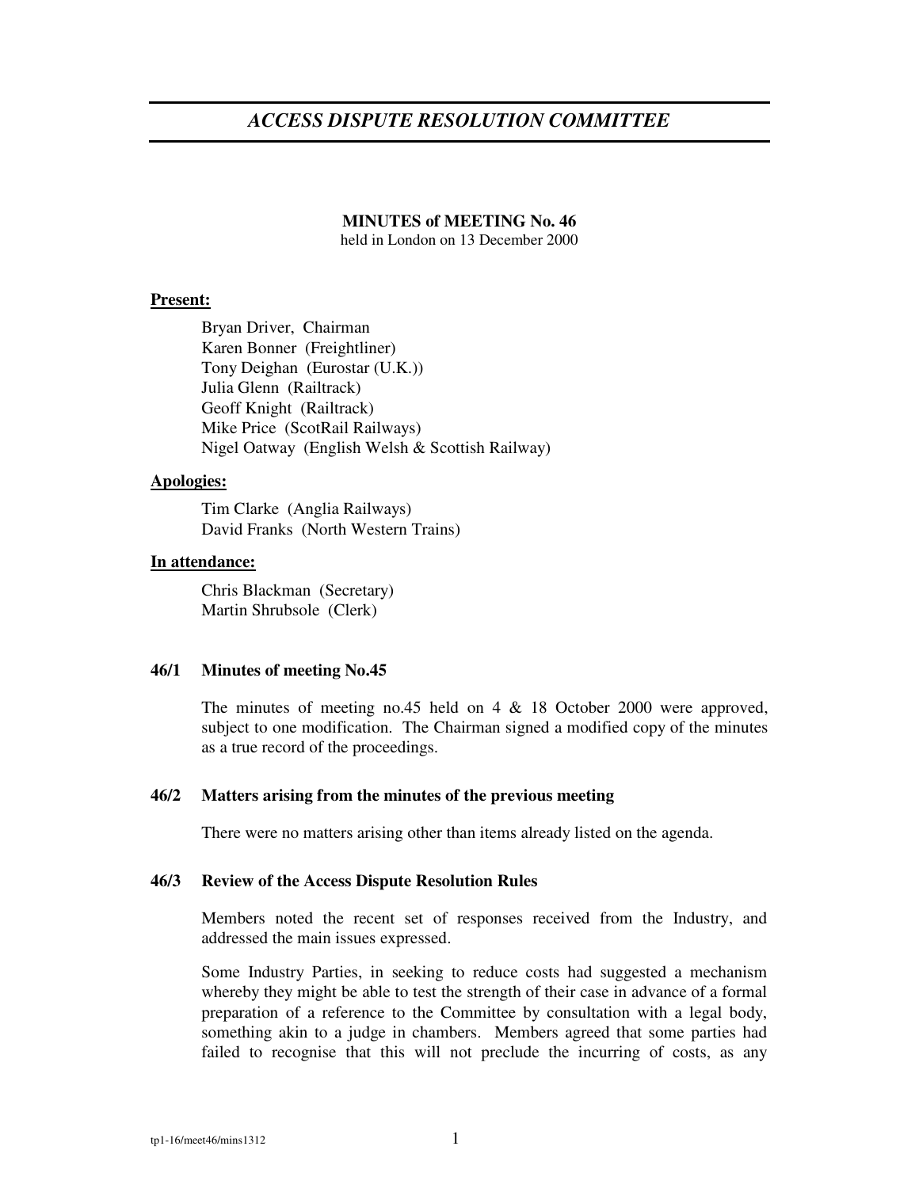# *ACCESS DISPUTE RESOLUTION COMMITTEE*

**MINUTES of MEETING No. 46**
held in London on 13 December 2000

**Present:**

Bryan Driver, Chairman
Karen Bonner (Freightliner)
Tony Deighan (Eurostar (U.K.))
Julia Glenn (Railtrack)
Geoff Knight (Railtrack)
Mike Price (ScotRail Railways)
Nigel Oatway (English Welsh & Scottish Railway)

**Apologies:**

Tim Clarke (Anglia Railways)
David Franks (North Western Trains)

**In attendance:**

Chris Blackman (Secretary)
Martin Shrubsole (Clerk)

### 46/1 Minutes of meeting No.45

The minutes of meeting no.45 held on 4 & 18 October 2000 were approved, subject to one modification. The Chairman signed a modified copy of the minutes as a true record of the proceedings.

### 46/2 Matters arising from the minutes of the previous meeting

There were no matters arising other than items already listed on the agenda.

### 46/3 Review of the Access Dispute Resolution Rules

Members noted the recent set of responses received from the Industry, and addressed the main issues expressed.

Some Industry Parties, in seeking to reduce costs had suggested a mechanism whereby they might be able to test the strength of their case in advance of a formal preparation of a reference to the Committee by consultation with a legal body, something akin to a judge in chambers. Members agreed that some parties had failed to recognise that this will not preclude the incurring of costs, as any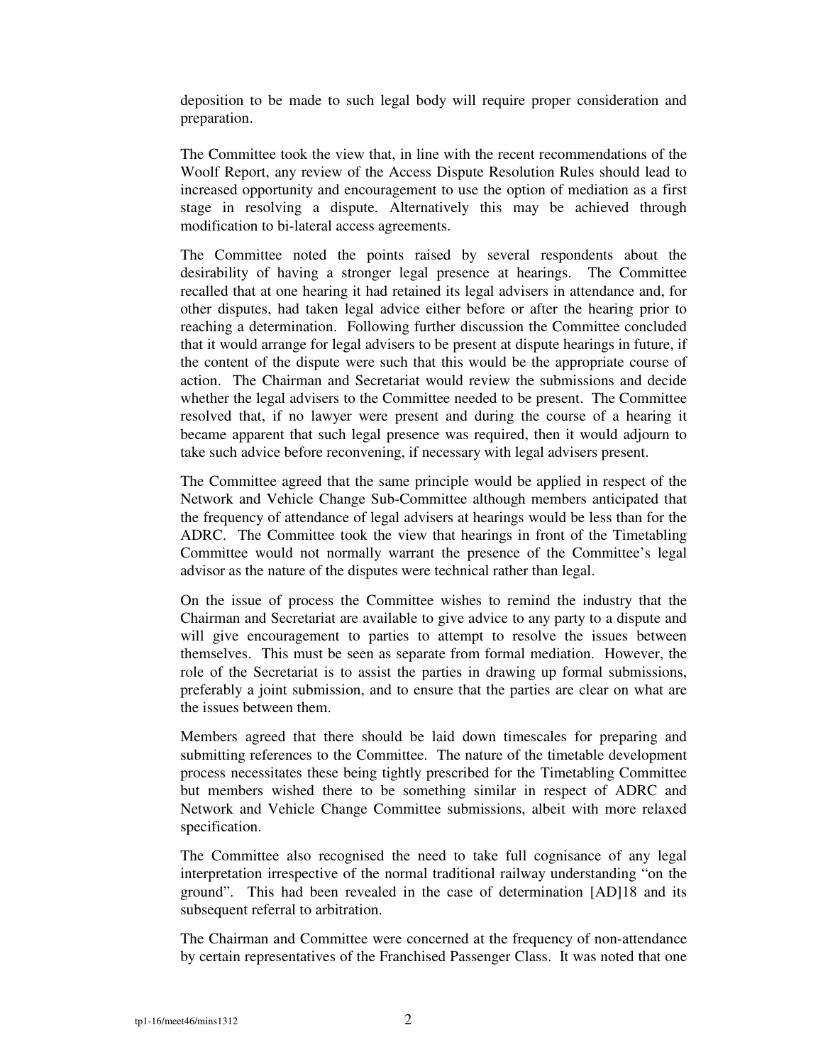deposition to be made to such legal body will require proper consideration and preparation.

The Committee took the view that, in line with the recent recommendations of the Woolf Report, any review of the Access Dispute Resolution Rules should lead to increased opportunity and encouragement to use the option of mediation as a first stage in resolving a dispute. Alternatively this may be achieved through modification to bi-lateral access agreements.

The Committee noted the points raised by several respondents about the desirability of having a stronger legal presence at hearings. The Committee recalled that at one hearing it had retained its legal advisers in attendance and, for other disputes, had taken legal advice either before or after the hearing prior to reaching a determination. Following further discussion the Committee concluded that it would arrange for legal advisers to be present at dispute hearings in future, if the content of the dispute were such that this would be the appropriate course of action. The Chairman and Secretariat would review the submissions and decide whether the legal advisers to the Committee needed to be present. The Committee resolved that, if no lawyer were present and during the course of a hearing it became apparent that such legal presence was required, then it would adjourn to take such advice before reconvening, if necessary with legal advisers present.

The Committee agreed that the same principle would be applied in respect of the Network and Vehicle Change Sub-Committee although members anticipated that the frequency of attendance of legal advisers at hearings would be less than for the ADRC. The Committee took the view that hearings in front of the Timetabling Committee would not normally warrant the presence of the Committee's legal advisor as the nature of the disputes were technical rather than legal.

On the issue of process the Committee wishes to remind the industry that the Chairman and Secretariat are available to give advice to any party to a dispute and will give encouragement to parties to attempt to resolve the issues between themselves. This must be seen as separate from formal mediation. However, the role of the Secretariat is to assist the parties in drawing up formal submissions, preferably a joint submission, and to ensure that the parties are clear on what are the issues between them.

Members agreed that there should be laid down timescales for preparing and submitting references to the Committee. The nature of the timetable development process necessitates these being tightly prescribed for the Timetabling Committee but members wished there to be something similar in respect of ADRC and Network and Vehicle Change Committee submissions, albeit with more relaxed specification.

The Committee also recognised the need to take full cognisance of any legal interpretation irrespective of the normal traditional railway understanding "on the ground". This had been revealed in the case of determination [AD]18 and its subsequent referral to arbitration.

The Chairman and Committee were concerned at the frequency of non-attendance by certain representatives of the Franchised Passenger Class. It was noted that one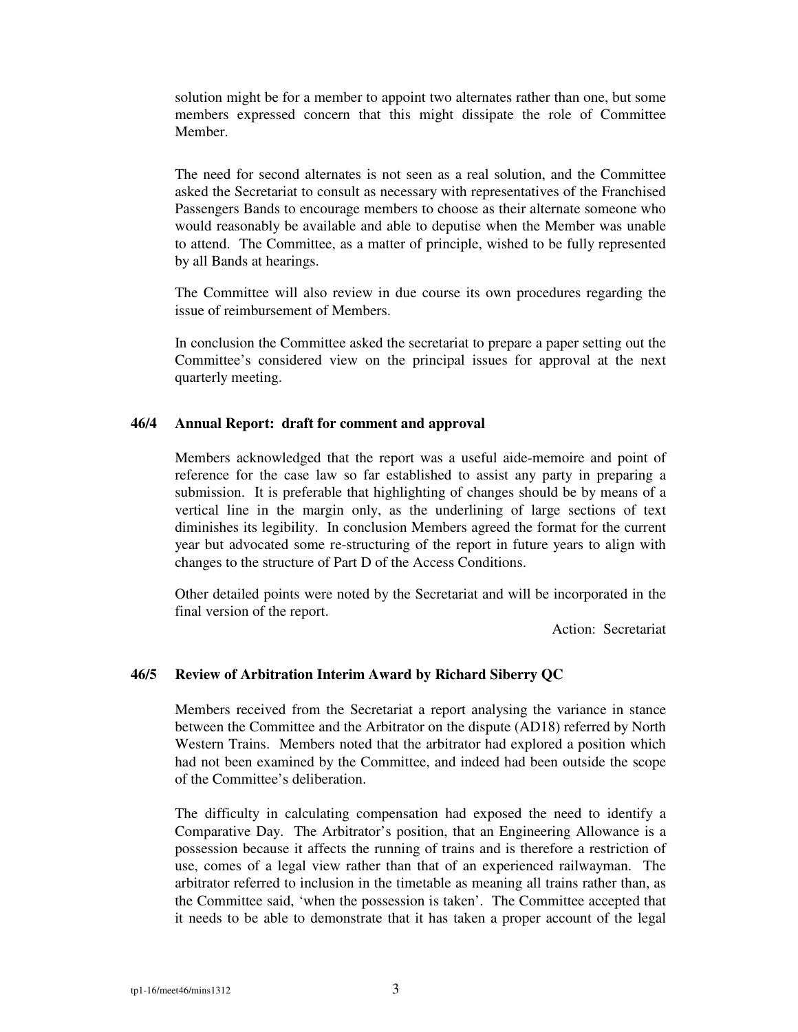solution might be for a member to appoint two alternates rather than one, but some members expressed concern that this might dissipate the role of Committee Member.

The need for second alternates is not seen as a real solution, and the Committee asked the Secretariat to consult as necessary with representatives of the Franchised Passengers Bands to encourage members to choose as their alternate someone who would reasonably be available and able to deputise when the Member was unable to attend. The Committee, as a matter of principle, wished to be fully represented by all Bands at hearings.

The Committee will also review in due course its own procedures regarding the issue of reimbursement of Members.

In conclusion the Committee asked the secretariat to prepare a paper setting out the Committee's considered view on the principal issues for approval at the next quarterly meeting.

**46/4 Annual Report: draft for comment and approval**

Members acknowledged that the report was a useful aide-memoire and point of reference for the case law so far established to assist any party in preparing a submission. It is preferable that highlighting of changes should be by means of a vertical line in the margin only, as the underlining of large sections of text diminishes its legibility. In conclusion Members agreed the format for the current year but advocated some re-structuring of the report in future years to align with changes to the structure of Part D of the Access Conditions.

Other detailed points were noted by the Secretariat and will be incorporated in the final version of the report.

Action: Secretariat

**46/5 Review of Arbitration Interim Award by Richard Siberry QC**

Members received from the Secretariat a report analysing the variance in stance between the Committee and the Arbitrator on the dispute (AD18) referred by North Western Trains. Members noted that the arbitrator had explored a position which had not been examined by the Committee, and indeed had been outside the scope of the Committee's deliberation.

The difficulty in calculating compensation had exposed the need to identify a Comparative Day. The Arbitrator's position, that an Engineering Allowance is a possession because it affects the running of trains and is therefore a restriction of use, comes of a legal view rather than that of an experienced railwayman. The arbitrator referred to inclusion in the timetable as meaning all trains rather than, as the Committee said, 'when the possession is taken'. The Committee accepted that it needs to be able to demonstrate that it has taken a proper account of the legal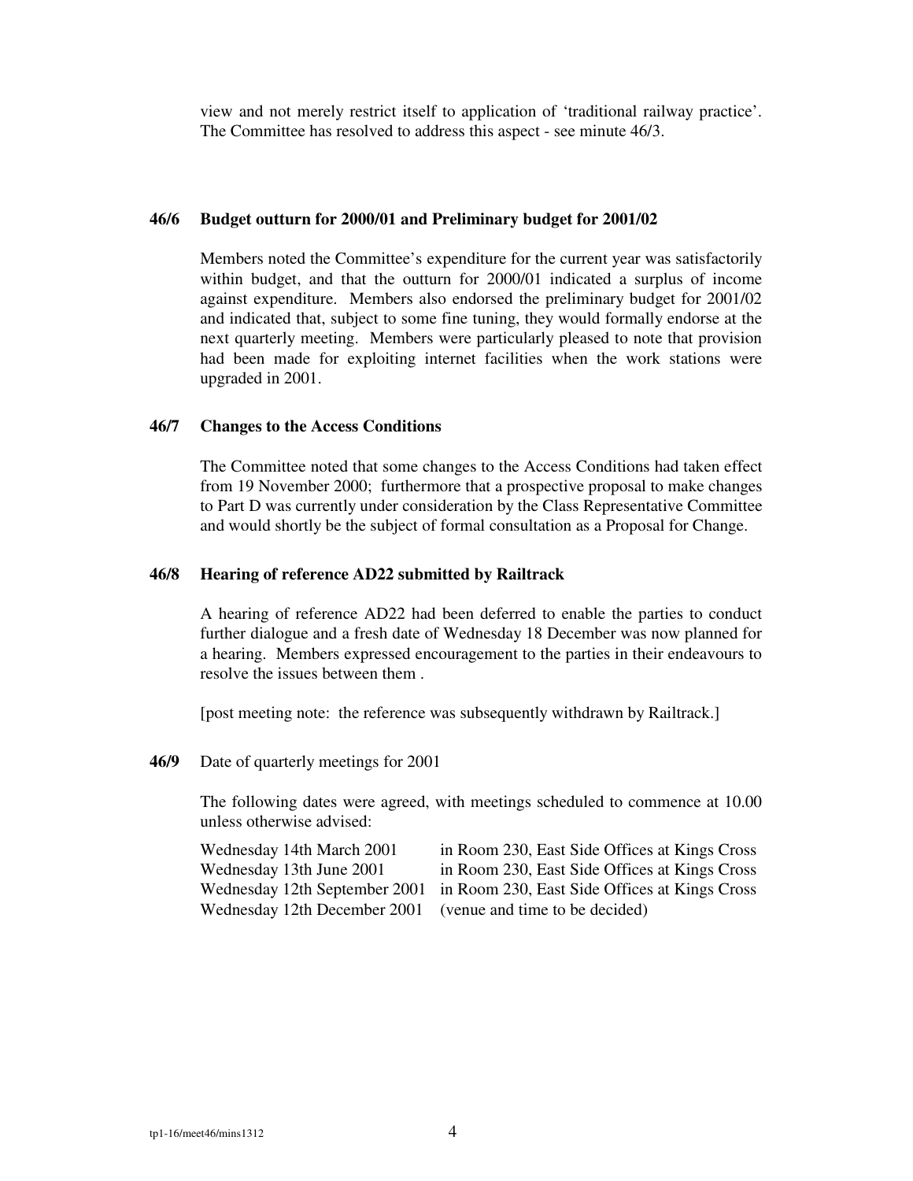view and not merely restrict itself to application of 'traditional railway practice'. The Committee has resolved to address this aspect - see minute 46/3.

**46/6 Budget outturn for 2000/01 and Preliminary budget for 2001/02**

Members noted the Committee's expenditure for the current year was satisfactorily within budget, and that the outturn for 2000/01 indicated a surplus of income against expenditure. Members also endorsed the preliminary budget for 2001/02 and indicated that, subject to some fine tuning, they would formally endorse at the next quarterly meeting. Members were particularly pleased to note that provision had been made for exploiting internet facilities when the work stations were upgraded in 2001.

**46/7 Changes to the Access Conditions**

The Committee noted that some changes to the Access Conditions had taken effect from 19 November 2000; furthermore that a prospective proposal to make changes to Part D was currently under consideration by the Class Representative Committee and would shortly be the subject of formal consultation as a Proposal for Change.

**46/8 Hearing of reference AD22 submitted by Railtrack**

A hearing of reference AD22 had been deferred to enable the parties to conduct further dialogue and a fresh date of Wednesday 18 December was now planned for a hearing. Members expressed encouragement to the parties in their endeavours to resolve the issues between them .

[post meeting note: the reference was subsequently withdrawn by Railtrack.]

**46/9** Date of quarterly meetings for 2001

The following dates were agreed, with meetings scheduled to commence at 10.00 unless otherwise advised:

| | |
|---|---|
| Wednesday 14th March 2001 | in Room 230, East Side Offices at Kings Cross |
| Wednesday 13th June 2001 | in Room 230, East Side Offices at Kings Cross |
| Wednesday 12th September 2001 | in Room 230, East Side Offices at Kings Cross |
| Wednesday 12th December 2001 | (venue and time to be decided) |

tp1-16/meet46/mins1312